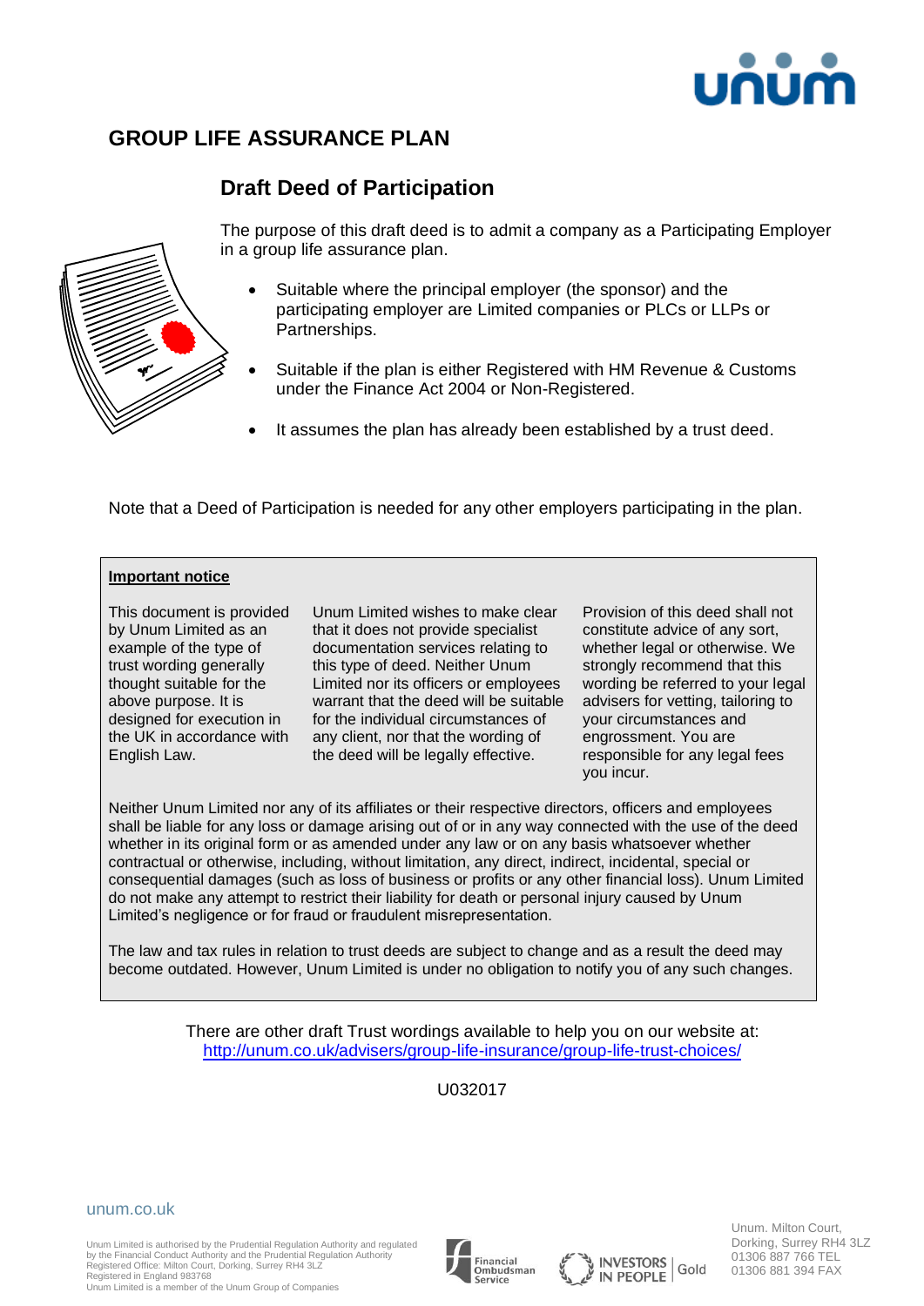# GROUP LIFE ASSURANCE PLAN

## Draft Deed of Participation

The purpose of this draft deed is to admit a company as a Participating Employer in a group life assurance plan.

- Suitable where the principal employer (the sponsor) and the participating employer are Limited companies or PLCs or LLPs or Partnerships.
- Suitable if the plan is either Registered with HM Revenue & Customs under the Finance Act 2004 or Non-Registered.
- It assumes the plan has already been established by a trust deed.

Note that a Deed of Participation is needed for any other employers participating in the plan.

**Important notice**

This document is provided by Unum Limited as an example of the type of trust wording generally thought suitable for the above purpose. It is designed for execution in the UK in accordance with English Law.

Unum Limited wishes to make clear that it does not provide specialist documentation services relating to this type of deed. Neither Unum Limited nor its officers or employees warrant that the deed will be suitable for the individual circumstances of any client, nor that the wording of the deed will be legally effective.

Provision of this deed shall not constitute advice of any sort, whether legal or otherwise. We strongly recommend that this wording be referred to your legal advisers for vetting, tailoring to your circumstances and engrossment. You are responsible for any legal fees you incur.

Neither Unum Limited nor any of its affiliates or their respective directors, officers and employees shall be liable for any loss or damage arising out of or in any way connected with the use of the deed whether in its original form or as amended under any law or on any basis whatsoever whether contractual or otherwise, including, without limitation, any direct, indirect, incidental, special or consequential damages (such as loss of business or profits or any other financial loss). Unum Limited do not make any attempt to restrict their liability for death or personal injury caused by Unum Limited's negligence or for fraud or fraudulent misrepresentation.

The law and tax rules in relation to trust deeds are subject to change and as a result the deed may become outdated. However, Unum Limited is under no obligation to notify you of any such changes.

There are other draft Trust wordings available to help you on our website at: http://unum.co.uk/advisers/group-life-insurance/group-life-trust-choices/

U032017

unum.co.uk

Unum Limited is authorised by the Prudential Regulation Authority and regulated by the Financial Conduct Authority and the Prudential Regulation Authority
Registered Office: Milton Court, Dorking, Surrey RH4 3LZ
Registered in England 983768
Unum Limited is a member of the Unum Group of Companies

Unum. Milton Court, Dorking, Surrey RH4 3LZ
01306 887 766 TEL
01306 881 394 FAX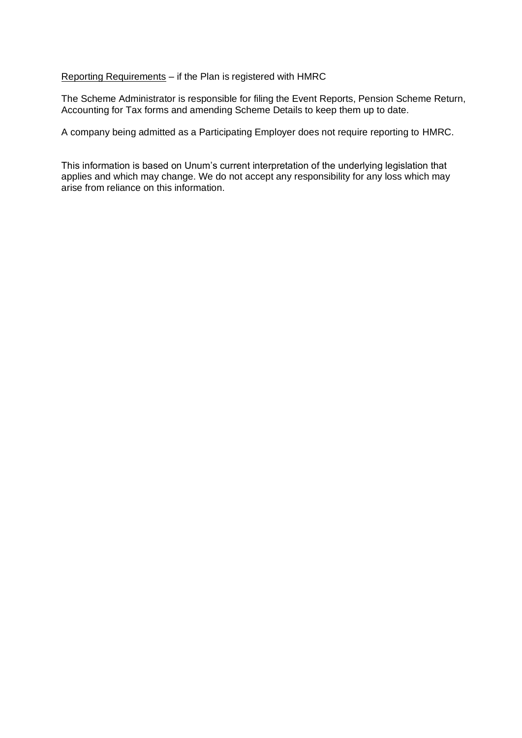<u>Reporting Requirements</u> – if the Plan is registered with HMRC

The Scheme Administrator is responsible for filing the Event Reports, Pension Scheme Return, Accounting for Tax forms and amending Scheme Details to keep them up to date.

A company being admitted as a Participating Employer does not require reporting to HMRC.

This information is based on Unum's current interpretation of the underlying legislation that applies and which may change. We do not accept any responsibility for any loss which may arise from reliance on this information.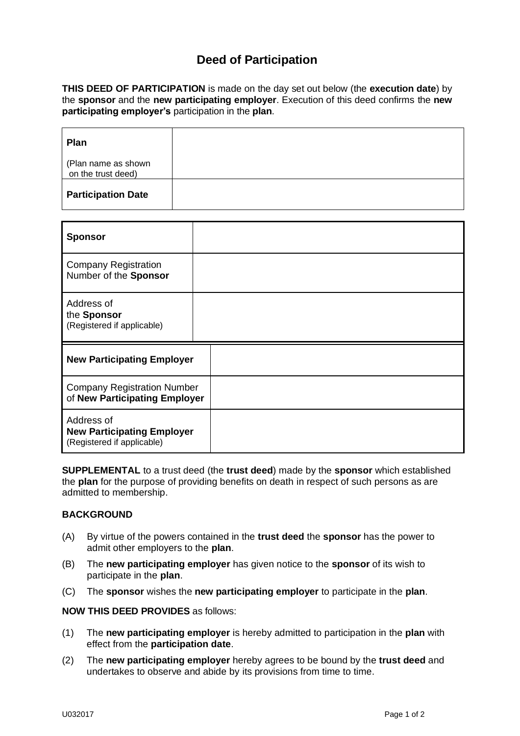# Deed of Participation

**THIS DEED OF PARTICIPATION** is made on the day set out below (the **execution date**) by the **sponsor** and the **new participating employer**. Execution of this deed confirms the **new participating employer's** participation in the **plan**.

| **Plan**<br><br>(Plan name as shown on the trust deed) | |
|---|---|
| **Participation Date** | |

| **Sponsor** | |
|---|---|
| Company Registration Number of the **Sponsor** | |
| Address of the **Sponsor**<br>(Registered if applicable) | |
| **New Participating Employer** | |
| Company Registration Number of **New Participating Employer** | |
| Address of **New Participating Employer**<br>(Registered if applicable) | |

**SUPPLEMENTAL** to a trust deed (the **trust deed**) made by the **sponsor** which established the **plan** for the purpose of providing benefits on death in respect of such persons as are admitted to membership.

**BACKGROUND**

(A) By virtue of the powers contained in the **trust deed** the **sponsor** has the power to admit other employers to the **plan**.

(B) The **new participating employer** has given notice to the **sponsor** of its wish to participate in the **plan**.

(C) The **sponsor** wishes the **new participating employer** to participate in the **plan**.

**NOW THIS DEED PROVIDES** as follows:

(1) The **new participating employer** is hereby admitted to participation in the **plan** with effect from the **participation date**.

(2) The **new participating employer** hereby agrees to be bound by the **trust deed** and undertakes to observe and abide by its provisions from time to time.

U032017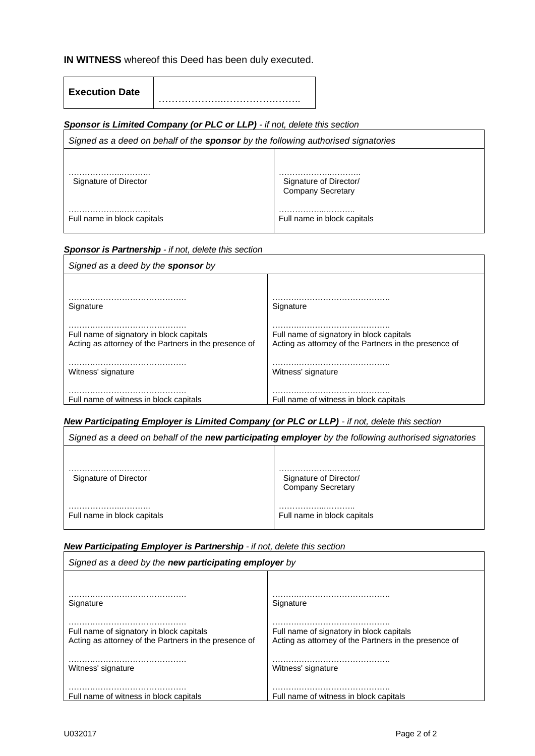**IN WITNESS** whereof this Deed has been duly executed.

| | |
|---|---|
| **Execution Date** | ……………….………………..…….. |

***Sponsor is Limited Company (or PLC or LLP)*** *- if not, delete this section*

| *Signed as a deed on behalf of the **sponsor** by the following authorised signatories* | |
|---|---|
| …………….…..…….. Signature of Director | …………….…..…….. Signature of Director/ Company Secretary |
| …………….…..…….. Full name in block capitals | …………….…..…….. Full name in block capitals |

***Sponsor is Partnership*** *- if not, delete this section*

| *Signed as a deed by the **sponsor** by* | |
|---|---|
| ………..……………………………. Signature | ……….……………………………. Signature |
| ………..……………………………. Full name of signatory in block capitals Acting as attorney of the Partners in the presence of | ……….……………………………. Full name of signatory in block capitals Acting as attorney of the Partners in the presence of |
| ………..……………………………. Witness' signature | ……….……………………………. Witness' signature |
| ………..……………………………. Full name of witness in block capitals | ……….……………………………. Full name of witness in block capitals |

***New Participating Employer is Limited Company (or PLC or LLP)*** *- if not, delete this section*

| *Signed as a deed on behalf of the **new participating employer** by the following authorised signatories* | |
|---|---|
| …………….…..…….. Signature of Director | …………….…..…….. Signature of Director/ Company Secretary |
| …………….…..…….. Full name in block capitals | …………….…..…….. Full name in block capitals |

***New Participating Employer is Partnership*** *- if not, delete this section*

| *Signed as a deed by the **new participating employer** by* | |
|---|---|
| ………..……………………………. Signature | ……….……………………………. Signature |
| ………..……………………………. Full name of signatory in block capitals Acting as attorney of the Partners in the presence of | ……….……………………………. Full name of signatory in block capitals Acting as attorney of the Partners in the presence of |
| ………..……………………………. Witness' signature | ……….……………………………. Witness' signature |
| ………..……………………………. Full name of witness in block capitals | ……….……………………………. Full name of witness in block capitals |

U032017